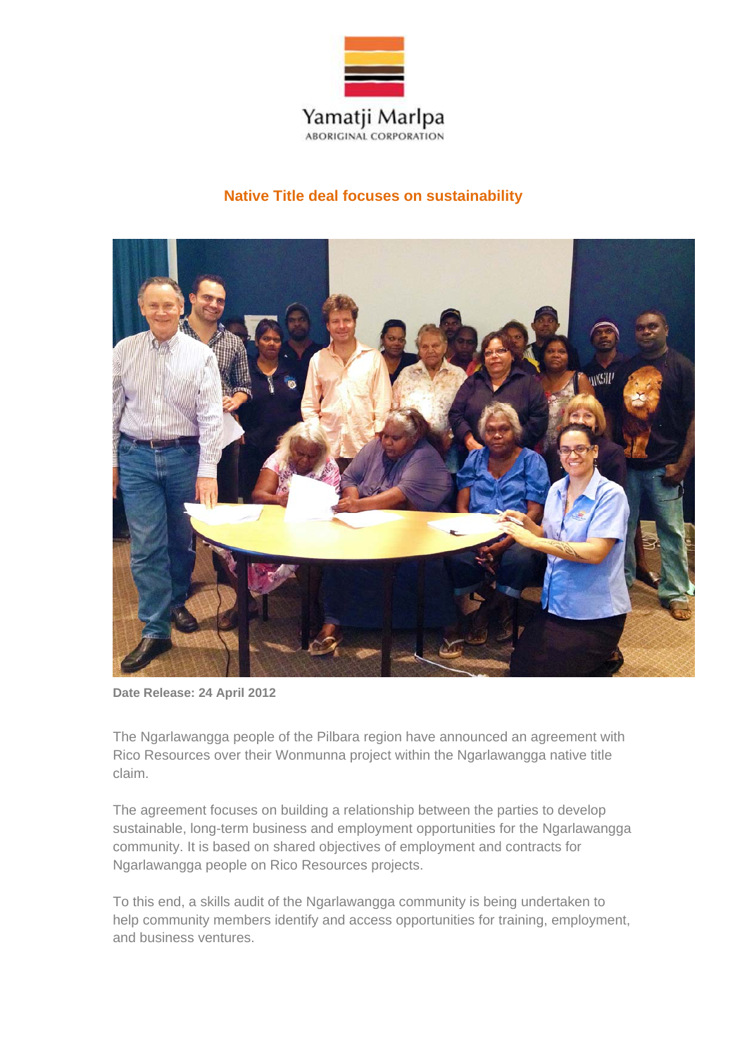Yamatji Marlpa

ABORIGINAL CORPORATION

## Native Title deal focuses on sustainability

**Date Release: 24 April 2012**

The Ngarlawangga people of the Pilbara region have announced an agreement with Rico Resources over their Wonmunna project within the Ngarlawangga native title claim.

The agreement focuses on building a relationship between the parties to develop sustainable, long-term business and employment opportunities for the Ngarlawangga community. It is based on shared objectives of employment and contracts for Ngarlawangga people on Rico Resources projects.

To this end, a skills audit of the Ngarlawangga community is being undertaken to help community members identify and access opportunities for training, employment, and business ventures.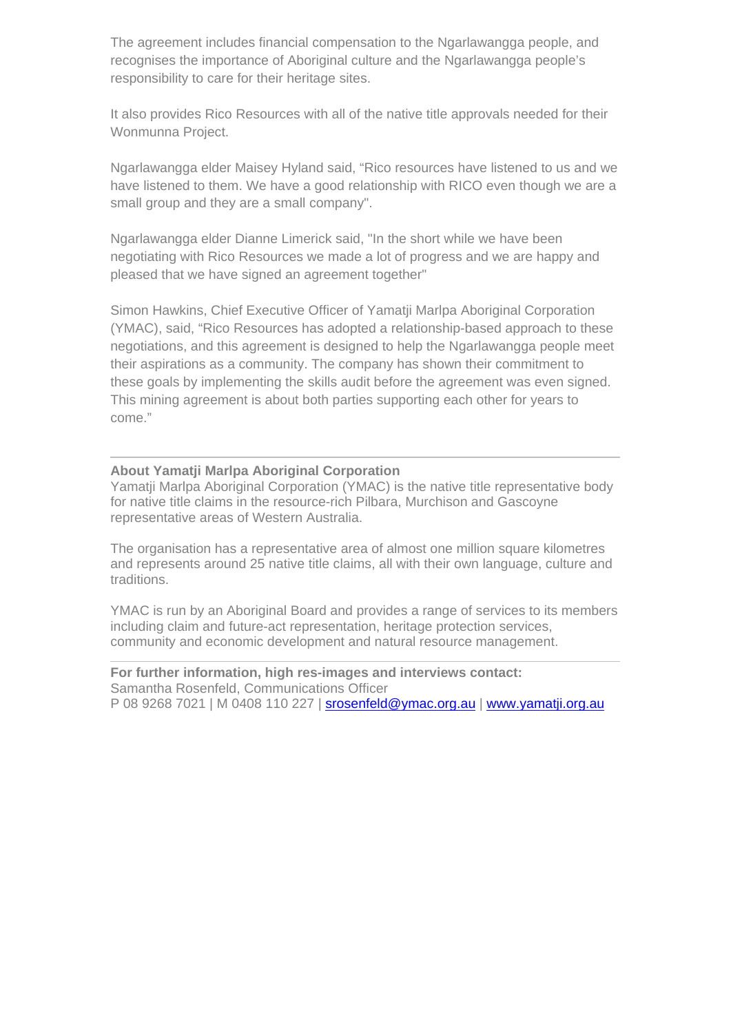The agreement includes financial compensation to the Ngarlawangga people, and recognises the importance of Aboriginal culture and the Ngarlawangga people's responsibility to care for their heritage sites.

It also provides Rico Resources with all of the native title approvals needed for their Wonmunna Project.

Ngarlawangga elder Maisey Hyland said, "Rico resources have listened to us and we have listened to them. We have a good relationship with RICO even though we are a small group and they are a small company".

Ngarlawangga elder Dianne Limerick said, "In the short while we have been negotiating with Rico Resources we made a lot of progress and we are happy and pleased that we have signed an agreement together"

Simon Hawkins, Chief Executive Officer of Yamatji Marlpa Aboriginal Corporation (YMAC), said, "Rico Resources has adopted a relationship-based approach to these negotiations, and this agreement is designed to help the Ngarlawangga people meet their aspirations as a community. The company has shown their commitment to these goals by implementing the skills audit before the agreement was even signed. This mining agreement is about both parties supporting each other for years to come."

---

**About Yamatji Marlpa Aboriginal Corporation**
Yamatji Marlpa Aboriginal Corporation (YMAC) is the native title representative body for native title claims in the resource-rich Pilbara, Murchison and Gascoyne representative areas of Western Australia.

The organisation has a representative area of almost one million square kilometres and represents around 25 native title claims, all with their own language, culture and traditions.

YMAC is run by an Aboriginal Board and provides a range of services to its members including claim and future-act representation, heritage protection services, community and economic development and natural resource management.

---

**For further information, high res-images and interviews contact:**
Samantha Rosenfeld, Communications Officer
P 08 9268 7021 | M 0408 110 227 | srosenfeld@ymac.org.au | www.yamatji.org.au